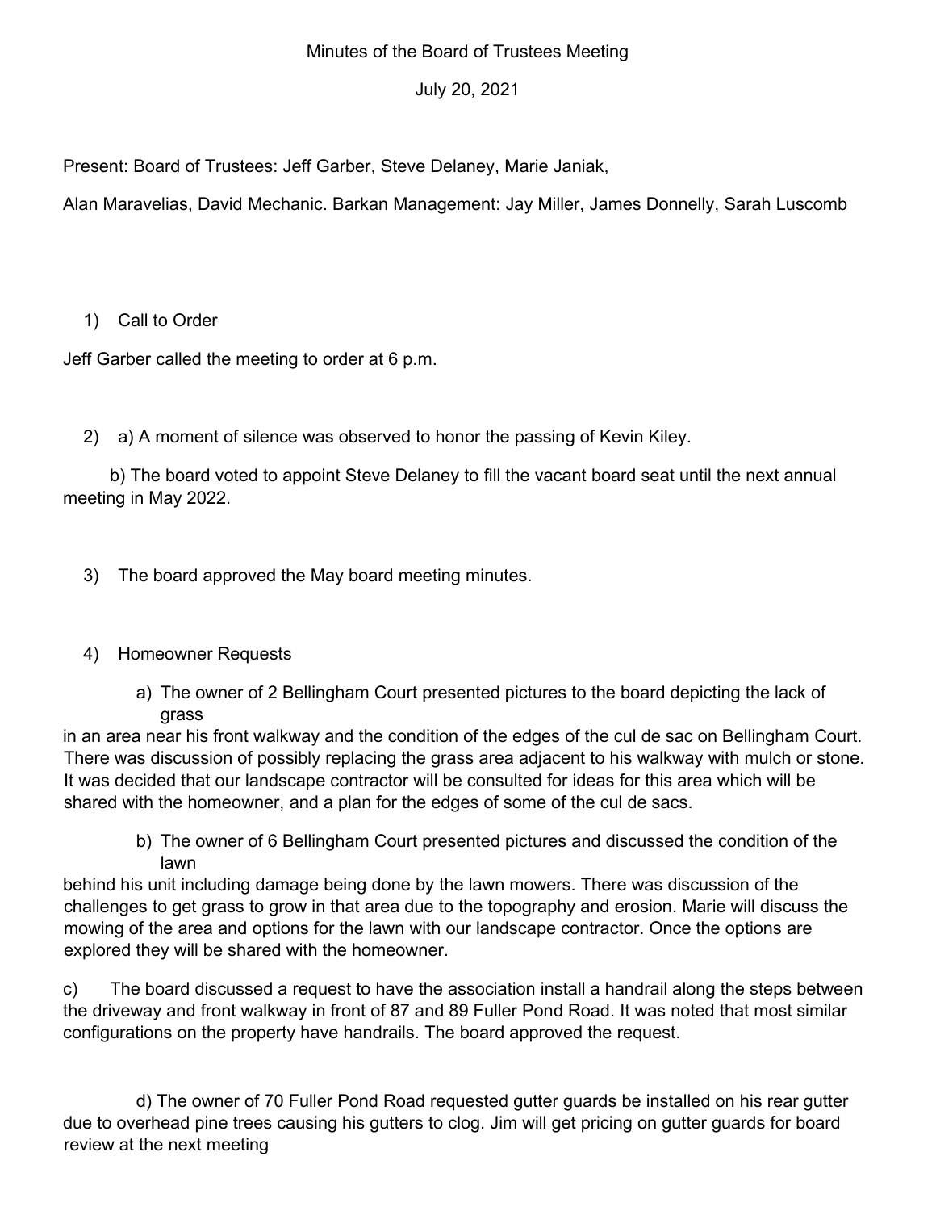Minutes of the Board of Trustees Meeting

July 20, 2021

Present: Board of Trustees: Jeff Garber, Steve Delaney, Marie Janiak,

Alan Maravelias, David Mechanic. Barkan Management: Jay Miller, James Donnelly, Sarah Luscomb

1) Call to Order

Jeff Garber called the meeting to order at 6 p.m.

2) a) A moment of silence was observed to honor the passing of Kevin Kiley.

b) The board voted to appoint Steve Delaney to fill the vacant board seat until the next annual meeting in May 2022.

3) The board approved the May board meeting minutes.

4) Homeowner Requests

a) The owner of 2 Bellingham Court presented pictures to the board depicting the lack of grass in an area near his front walkway and the condition of the edges of the cul de sac on Bellingham Court. There was discussion of possibly replacing the grass area adjacent to his walkway with mulch or stone. It was decided that our landscape contractor will be consulted for ideas for this area which will be shared with the homeowner, and a plan for the edges of some of the cul de sacs.

b) The owner of 6 Bellingham Court presented pictures and discussed the condition of the lawn behind his unit including damage being done by the lawn mowers. There was discussion of the challenges to get grass to grow in that area due to the topography and erosion. Marie will discuss the mowing of the area and options for the lawn with our landscape contractor. Once the options are explored they will be shared with the homeowner.

c) The board discussed a request to have the association install a handrail along the steps between the driveway and front walkway in front of 87 and 89 Fuller Pond Road. It was noted that most similar configurations on the property have handrails. The board approved the request.

d) The owner of 70 Fuller Pond Road requested gutter guards be installed on his rear gutter due to overhead pine trees causing his gutters to clog. Jim will get pricing on gutter guards for board review at the next meeting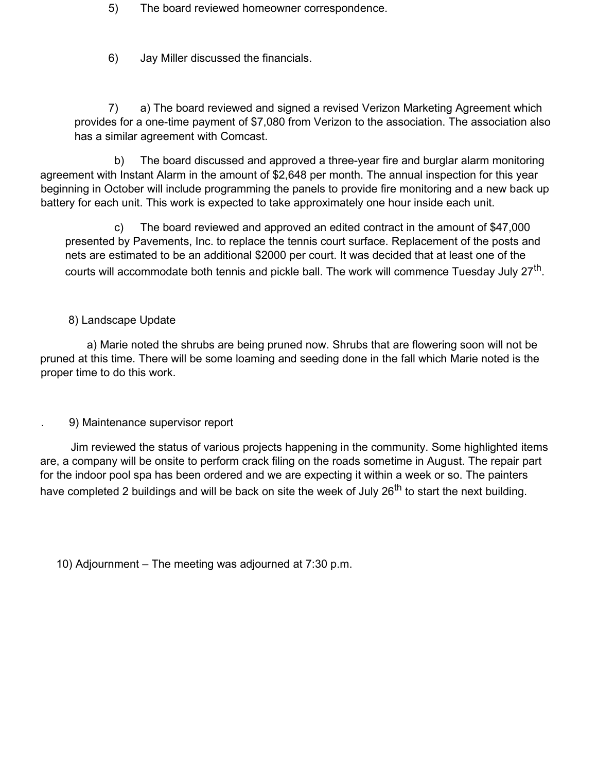5) The board reviewed homeowner correspondence.

6) Jay Miller discussed the financials.

7) a) The board reviewed and signed a revised Verizon Marketing Agreement which provides for a one-time payment of $7,080 from Verizon to the association. The association also has a similar agreement with Comcast.

b) The board discussed and approved a three-year fire and burglar alarm monitoring agreement with Instant Alarm in the amount of $2,648 per month. The annual inspection for this year beginning in October will include programming the panels to provide fire monitoring and a new back up battery for each unit. This work is expected to take approximately one hour inside each unit.

c) The board reviewed and approved an edited contract in the amount of $47,000 presented by Pavements, Inc. to replace the tennis court surface. Replacement of the posts and nets are estimated to be an additional $2000 per court. It was decided that at least one of the courts will accommodate both tennis and pickle ball. The work will commence Tuesday July 27th.

8) Landscape Update

a) Marie noted the shrubs are being pruned now. Shrubs that are flowering soon will not be pruned at this time. There will be some loaming and seeding done in the fall which Marie noted is the proper time to do this work.

9) Maintenance supervisor report

Jim reviewed the status of various projects happening in the community. Some highlighted items are, a company will be onsite to perform crack filing on the roads sometime in August. The repair part for the indoor pool spa has been ordered and we are expecting it within a week or so. The painters have completed 2 buildings and will be back on site the week of July 26th to start the next building.

10) Adjournment – The meeting was adjourned at 7:30 p.m.